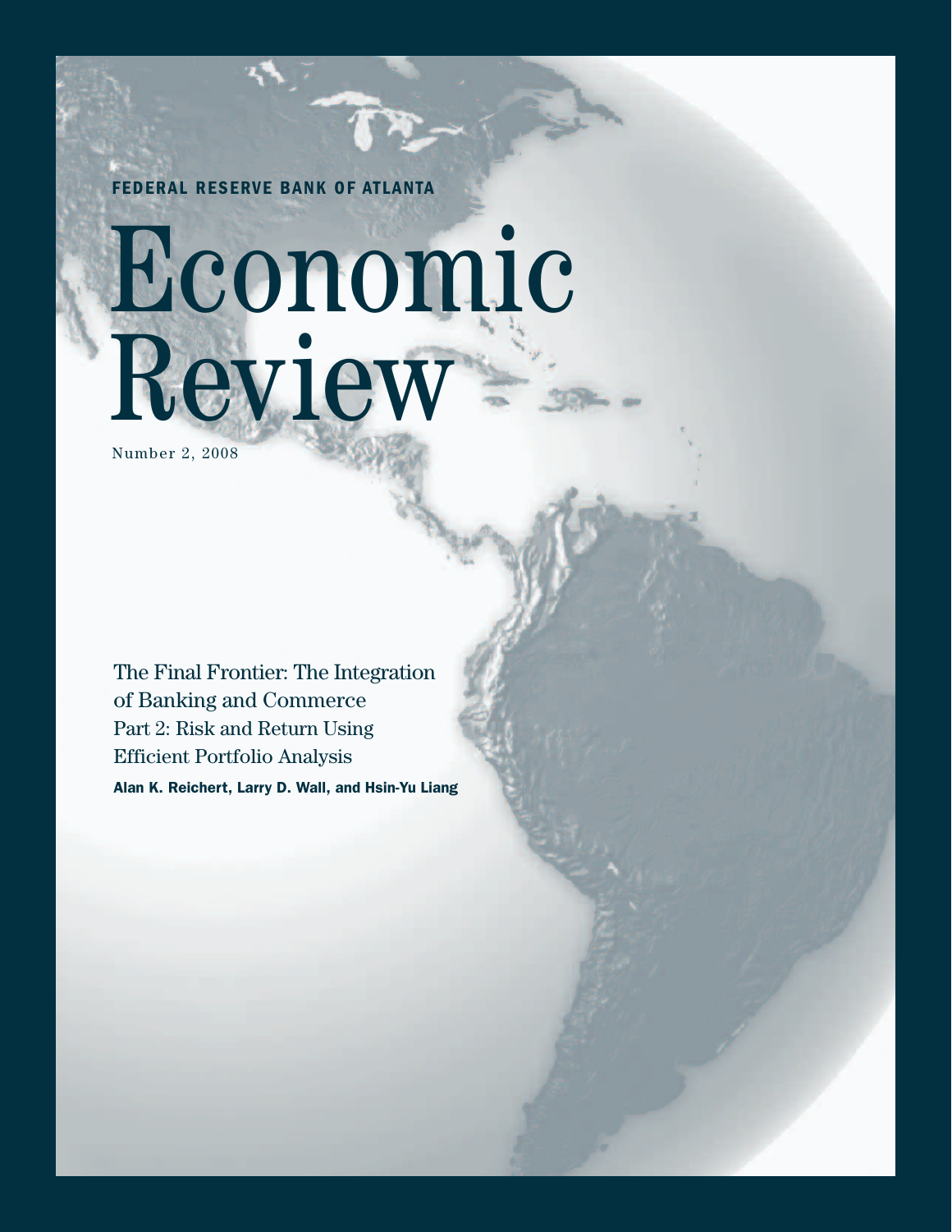**FEDERAL RESERVE BANK OF ATLANTA**

# Economic Review

Number 2, 2008

## The Final Frontier: The Integration of Banking and Commerce
## Part 2: Risk and Return Using Efficient Portfolio Analysis

**Alan K. Reichert, Larry D. Wall, and Hsin-Yu Liang**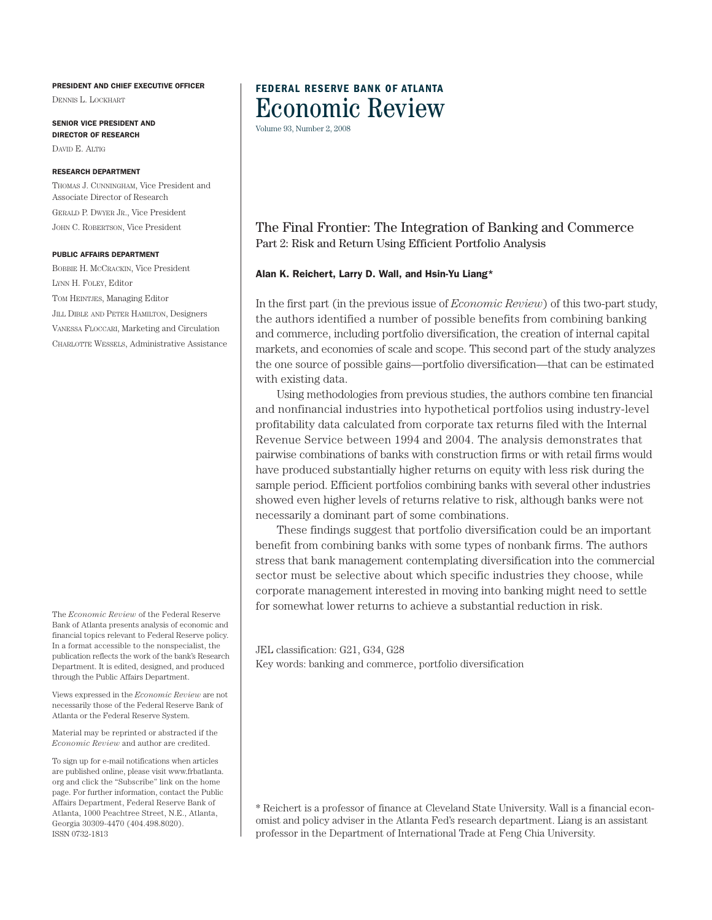**PRESIDENT AND CHIEF EXECUTIVE OFFICER**
Dennis L. Lockhart

**SENIOR VICE PRESIDENT AND DIRECTOR OF RESEARCH**
David E. Altig

**RESEARCH DEPARTMENT**
Thomas J. Cunningham, Vice President and Associate Director of Research
Gerald P. Dwyer Jr., Vice President
John C. Robertson, Vice President

**PUBLIC AFFAIRS DEPARTMENT**
Bobbie H. McCrackin, Vice President
Lynn H. Foley, Editor
Tom Heintjes, Managing Editor
Jill Dible and Peter Hamilton, Designers
Vanessa Floccari, Marketing and Circulation
Charlotte Wessels, Administrative Assistance

The *Economic Review* of the Federal Reserve Bank of Atlanta presents analysis of economic and financial topics relevant to Federal Reserve policy. In a format accessible to the nonspecialist, the publication reflects the work of the bank's Research Department. It is edited, designed, and produced through the Public Affairs Department.

Views expressed in the *Economic Review* are not necessarily those of the Federal Reserve Bank of Atlanta or the Federal Reserve System.

Material may be reprinted or abstracted if the *Economic Review* and author are credited.

To sign up for e-mail notifications when articles are published online, please visit www.frbatlanta.org and click the "Subscribe" link on the home page. For further information, contact the Public Affairs Department, Federal Reserve Bank of Atlanta, 1000 Peachtree Street, N.E., Atlanta, Georgia 30309-4470 (404.498.8020).
ISSN 0732-1813

**FEDERAL RESERVE BANK OF ATLANTA**
# Economic Review
Volume 93, Number 2, 2008

## The Final Frontier: The Integration of Banking and Commerce
### Part 2: Risk and Return Using Efficient Portfolio Analysis

**Alan K. Reichert, Larry D. Wall, and Hsin-Yu Liang***

In the first part (in the previous issue of *Economic Review*) of this two-part study, the authors identified a number of possible benefits from combining banking and commerce, including portfolio diversification, the creation of internal capital markets, and economies of scale and scope. This second part of the study analyzes the one source of possible gains—portfolio diversification—that can be estimated with existing data.

Using methodologies from previous studies, the authors combine ten financial and nonfinancial industries into hypothetical portfolios using industry-level profitability data calculated from corporate tax returns filed with the Internal Revenue Service between 1994 and 2004. The analysis demonstrates that pairwise combinations of banks with construction firms or with retail firms would have produced substantially higher returns on equity with less risk during the sample period. Efficient portfolios combining banks with several other industries showed even higher levels of returns relative to risk, although banks were not necessarily a dominant part of some combinations.

These findings suggest that portfolio diversification could be an important benefit from combining banks with some types of nonbank firms. The authors stress that bank management contemplating diversification into the commercial sector must be selective about which specific industries they choose, while corporate management interested in moving into banking might need to settle for somewhat lower returns to achieve a substantial reduction in risk.

JEL classification: G21, G34, G28
Key words: banking and commerce, portfolio diversification

\* Reichert is a professor of finance at Cleveland State University. Wall is a financial economist and policy adviser in the Atlanta Fed's research department. Liang is an assistant professor in the Department of International Trade at Feng Chia University.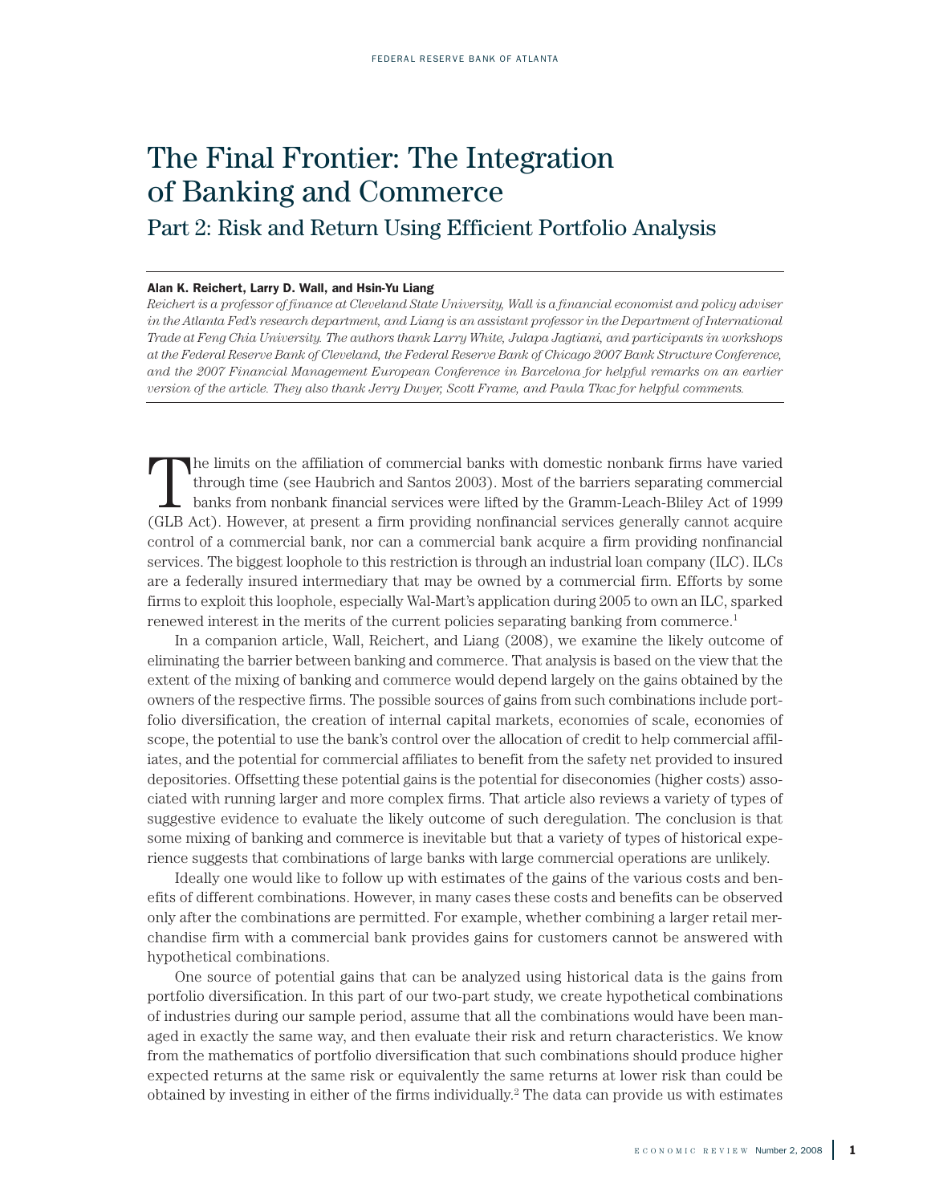# The Final Frontier: The Integration of Banking and Commerce

## Part 2: Risk and Return Using Efficient Portfolio Analysis

**Alan K. Reichert, Larry D. Wall, and Hsin-Yu Liang**

*Reichert is a professor of finance at Cleveland State University, Wall is a financial economist and policy adviser in the Atlanta Fed's research department, and Liang is an assistant professor in the Department of International Trade at Feng Chia University. The authors thank Larry White, Julapa Jagtiani, and participants in workshops at the Federal Reserve Bank of Cleveland, the Federal Reserve Bank of Chicago 2007 Bank Structure Conference, and the 2007 Financial Management European Conference in Barcelona for helpful remarks on an earlier version of the article. They also thank Jerry Dwyer, Scott Frame, and Paula Tkac for helpful comments.*

The limits on the affiliation of commercial banks with domestic nonbank firms have varied through time (see Haubrich and Santos 2003). Most of the barriers separating commercial banks from nonbank financial services were lifted by the Gramm-Leach-Bliley Act of 1999 (GLB Act). However, at present a firm providing nonfinancial services generally cannot acquire control of a commercial bank, nor can a commercial bank acquire a firm providing nonfinancial services. The biggest loophole to this restriction is through an industrial loan company (ILC). ILCs are a federally insured intermediary that may be owned by a commercial firm. Efforts by some firms to exploit this loophole, especially Wal-Mart's application during 2005 to own an ILC, sparked renewed interest in the merits of the current policies separating banking from commerce.[1]

In a companion article, Wall, Reichert, and Liang (2008), we examine the likely outcome of eliminating the barrier between banking and commerce. That analysis is based on the view that the extent of the mixing of banking and commerce would depend largely on the gains obtained by the owners of the respective firms. The possible sources of gains from such combinations include portfolio diversification, the creation of internal capital markets, economies of scale, economies of scope, the potential to use the bank's control over the allocation of credit to help commercial affiliates, and the potential for commercial affiliates to benefit from the safety net provided to insured depositories. Offsetting these potential gains is the potential for diseconomies (higher costs) associated with running larger and more complex firms. That article also reviews a variety of types of suggestive evidence to evaluate the likely outcome of such deregulation. The conclusion is that some mixing of banking and commerce is inevitable but that a variety of types of historical experience suggests that combinations of large banks with large commercial operations are unlikely.

Ideally one would like to follow up with estimates of the gains of the various costs and benefits of different combinations. However, in many cases these costs and benefits can be observed only after the combinations are permitted. For example, whether combining a larger retail merchandise firm with a commercial bank provides gains for customers cannot be answered with hypothetical combinations.

One source of potential gains that can be analyzed using historical data is the gains from portfolio diversification. In this part of our two-part study, we create hypothetical combinations of industries during our sample period, assume that all the combinations would have been managed in exactly the same way, and then evaluate their risk and return characteristics. We know from the mathematics of portfolio diversification that such combinations should produce higher expected returns at the same risk or equivalently the same returns at lower risk than could be obtained by investing in either of the firms individually.[2] The data can provide us with estimates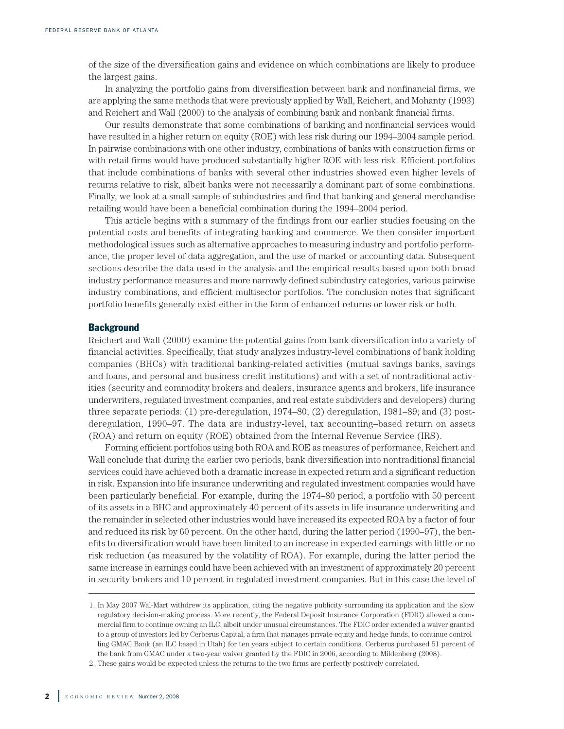of the size of the diversification gains and evidence on which combinations are likely to produce the largest gains.

In analyzing the portfolio gains from diversification between bank and nonfinancial firms, we are applying the same methods that were previously applied by Wall, Reichert, and Mohanty (1993) and Reichert and Wall (2000) to the analysis of combining bank and nonbank financial firms.

Our results demonstrate that some combinations of banking and nonfinancial services would have resulted in a higher return on equity (ROE) with less risk during our 1994–2004 sample period. In pairwise combinations with one other industry, combinations of banks with construction firms or with retail firms would have produced substantially higher ROE with less risk. Efficient portfolios that include combinations of banks with several other industries showed even higher levels of returns relative to risk, albeit banks were not necessarily a dominant part of some combinations. Finally, we look at a small sample of subindustries and find that banking and general merchandise retailing would have been a beneficial combination during the 1994–2004 period.

This article begins with a summary of the findings from our earlier studies focusing on the potential costs and benefits of integrating banking and commerce. We then consider important methodological issues such as alternative approaches to measuring industry and portfolio performance, the proper level of data aggregation, and the use of market or accounting data. Subsequent sections describe the data used in the analysis and the empirical results based upon both broad industry performance measures and more narrowly defined subindustry categories, various pairwise industry combinations, and efficient multisector portfolios. The conclusion notes that significant portfolio benefits generally exist either in the form of enhanced returns or lower risk or both.

## Background

Reichert and Wall (2000) examine the potential gains from bank diversification into a variety of financial activities. Specifically, that study analyzes industry-level combinations of bank holding companies (BHCs) with traditional banking-related activities (mutual savings banks, savings and loans, and personal and business credit institutions) and with a set of nontraditional activities (security and commodity brokers and dealers, insurance agents and brokers, life insurance underwriters, regulated investment companies, and real estate subdividers and developers) during three separate periods: (1) pre-deregulation, 1974–80; (2) deregulation, 1981–89; and (3) post-deregulation, 1990–97. The data are industry-level, tax accounting–based return on assets (ROA) and return on equity (ROE) obtained from the Internal Revenue Service (IRS).

Forming efficient portfolios using both ROA and ROE as measures of performance, Reichert and Wall conclude that during the earlier two periods, bank diversification into nontraditional financial services could have achieved both a dramatic increase in expected return and a significant reduction in risk. Expansion into life insurance underwriting and regulated investment companies would have been particularly beneficial. For example, during the 1974–80 period, a portfolio with 50 percent of its assets in a BHC and approximately 40 percent of its assets in life insurance underwriting and the remainder in selected other industries would have increased its expected ROA by a factor of four and reduced its risk by 60 percent. On the other hand, during the latter period (1990–97), the benefits to diversification would have been limited to an increase in expected earnings with little or no risk reduction (as measured by the volatility of ROA). For example, during the latter period the same increase in earnings could have been achieved with an investment of approximately 20 percent in security brokers and 10 percent in regulated investment companies. But in this case the level of

---

1. In May 2007 Wal-Mart withdrew its application, citing the negative publicity surrounding its application and the slow regulatory decision-making process. More recently, the Federal Deposit Insurance Corporation (FDIC) allowed a commercial firm to continue owning an ILC, albeit under unusual circumstances. The FDIC order extended a waiver granted to a group of investors led by Cerberus Capital, a firm that manages private equity and hedge funds, to continue controlling GMAC Bank (an ILC based in Utah) for ten years subject to certain conditions. Cerberus purchased 51 percent of the bank from GMAC under a two-year waiver granted by the FDIC in 2006, according to Mildenberg (2008).

2. These gains would be expected unless the returns to the two firms are perfectly positively correlated.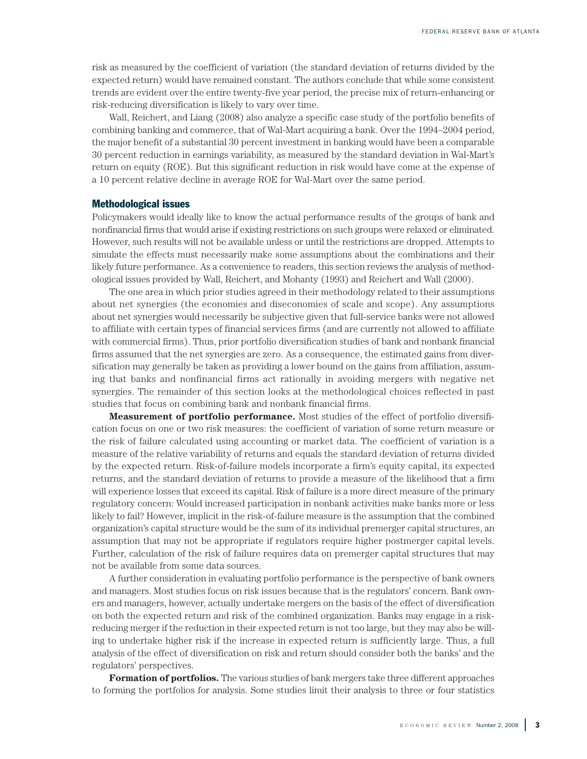risk as measured by the coefficient of variation (the standard deviation of returns divided by the expected return) would have remained constant. The authors conclude that while some consistent trends are evident over the entire twenty-five year period, the precise mix of return-enhancing or risk-reducing diversification is likely to vary over time.

Wall, Reichert, and Liang (2008) also analyze a specific case study of the portfolio benefits of combining banking and commerce, that of Wal-Mart acquiring a bank. Over the 1994–2004 period, the major benefit of a substantial 30 percent investment in banking would have been a comparable 30 percent reduction in earnings variability, as measured by the standard deviation in Wal-Mart's return on equity (ROE). But this significant reduction in risk would have come at the expense of a 10 percent relative decline in average ROE for Wal-Mart over the same period.

## Methodological issues

Policymakers would ideally like to know the actual performance results of the groups of bank and nonfinancial firms that would arise if existing restrictions on such groups were relaxed or eliminated. However, such results will not be available unless or until the restrictions are dropped. Attempts to simulate the effects must necessarily make some assumptions about the combinations and their likely future performance. As a convenience to readers, this section reviews the analysis of methodological issues provided by Wall, Reichert, and Mohanty (1993) and Reichert and Wall (2000).

The one area in which prior studies agreed in their methodology related to their assumptions about net synergies (the economies and diseconomies of scale and scope). Any assumptions about net synergies would necessarily be subjective given that full-service banks were not allowed to affiliate with certain types of financial services firms (and are currently not allowed to affiliate with commercial firms). Thus, prior portfolio diversification studies of bank and nonbank financial firms assumed that the net synergies are zero. As a consequence, the estimated gains from diversification may generally be taken as providing a lower bound on the gains from affiliation, assuming that banks and nonfinancial firms act rationally in avoiding mergers with negative net synergies. The remainder of this section looks at the methodological choices reflected in past studies that focus on combining bank and nonbank financial firms.

**Measurement of portfolio performance.** Most studies of the effect of portfolio diversification focus on one or two risk measures: the coefficient of variation of some return measure or the risk of failure calculated using accounting or market data. The coefficient of variation is a measure of the relative variability of returns and equals the standard deviation of returns divided by the expected return. Risk-of-failure models incorporate a firm's equity capital, its expected returns, and the standard deviation of returns to provide a measure of the likelihood that a firm will experience losses that exceed its capital. Risk of failure is a more direct measure of the primary regulatory concern: Would increased participation in nonbank activities make banks more or less likely to fail? However, implicit in the risk-of-failure measure is the assumption that the combined organization's capital structure would be the sum of its individual premerger capital structures, an assumption that may not be appropriate if regulators require higher postmerger capital levels. Further, calculation of the risk of failure requires data on premerger capital structures that may not be available from some data sources.

A further consideration in evaluating portfolio performance is the perspective of bank owners and managers. Most studies focus on risk issues because that is the regulators' concern. Bank owners and managers, however, actually undertake mergers on the basis of the effect of diversification on both the expected return and risk of the combined organization. Banks may engage in a risk-reducing merger if the reduction in their expected return is not too large, but they may also be willing to undertake higher risk if the increase in expected return is sufficiently large. Thus, a full analysis of the effect of diversification on risk and return should consider both the banks' and the regulators' perspectives.

**Formation of portfolios.** The various studies of bank mergers take three different approaches to forming the portfolios for analysis. Some studies limit their analysis to three or four statistics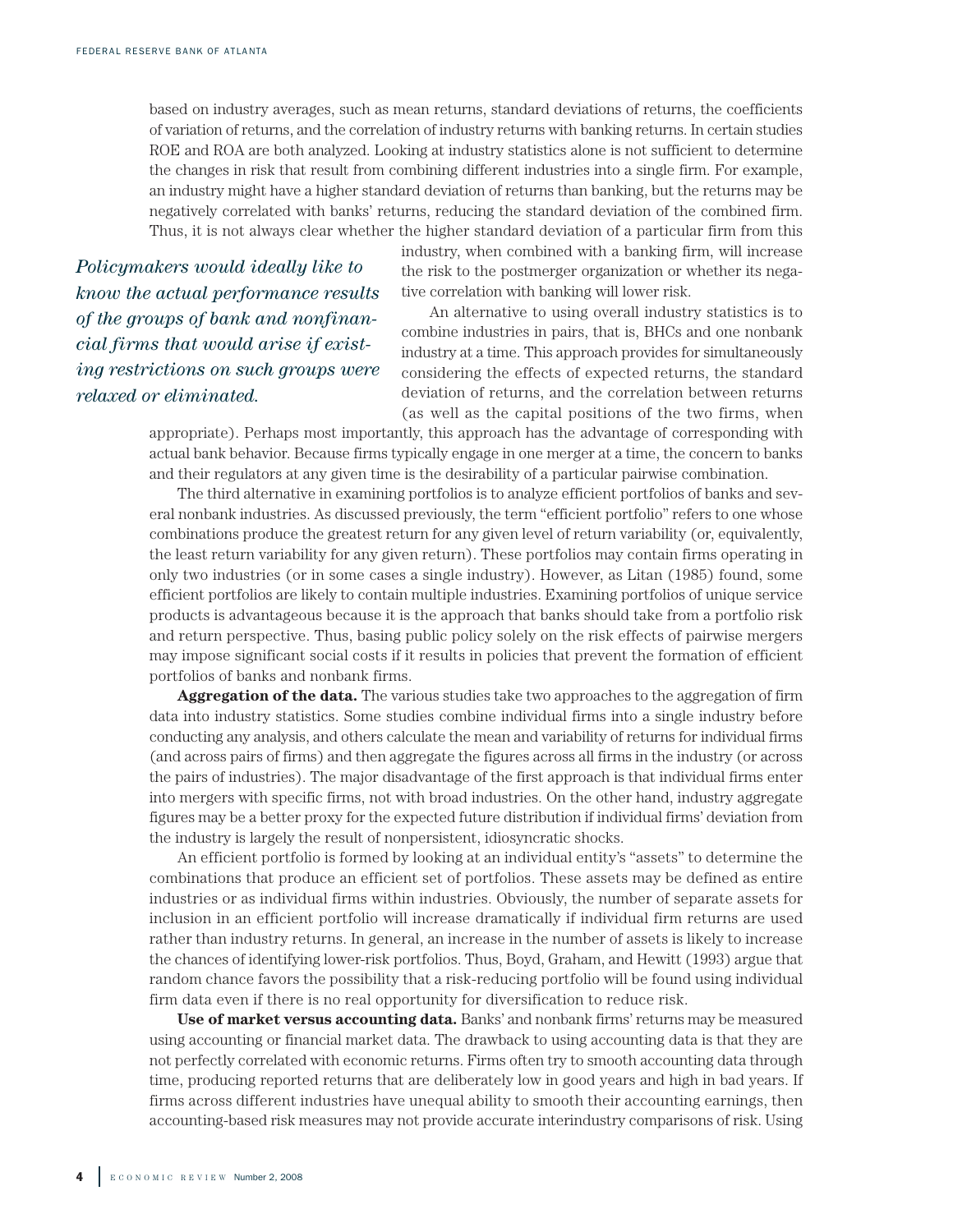based on industry averages, such as mean returns, standard deviations of returns, the coefficients of variation of returns, and the correlation of industry returns with banking returns. In certain studies ROE and ROA are both analyzed. Looking at industry statistics alone is not sufficient to determine the changes in risk that result from combining different industries into a single firm. For example, an industry might have a higher standard deviation of returns than banking, but the returns may be negatively correlated with banks' returns, reducing the standard deviation of the combined firm. Thus, it is not always clear whether the higher standard deviation of a particular firm from this industry, when combined with a banking firm, will increase the risk to the postmerger organization or whether its negative correlation with banking will lower risk.

*Policymakers would ideally like to know the actual performance results of the groups of bank and nonfinancial firms that would arise if existing restrictions on such groups were relaxed or eliminated.*

An alternative to using overall industry statistics is to combine industries in pairs, that is, BHCs and one nonbank industry at a time. This approach provides for simultaneously considering the effects of expected returns, the standard deviation of returns, and the correlation between returns (as well as the capital positions of the two firms, when appropriate). Perhaps most importantly, this approach has the advantage of corresponding with actual bank behavior. Because firms typically engage in one merger at a time, the concern to banks and their regulators at any given time is the desirability of a particular pairwise combination.

The third alternative in examining portfolios is to analyze efficient portfolios of banks and several nonbank industries. As discussed previously, the term "efficient portfolio" refers to one whose combinations produce the greatest return for any given level of return variability (or, equivalently, the least return variability for any given return). These portfolios may contain firms operating in only two industries (or in some cases a single industry). However, as Litan (1985) found, some efficient portfolios are likely to contain multiple industries. Examining portfolios of unique service products is advantageous because it is the approach that banks should take from a portfolio risk and return perspective. Thus, basing public policy solely on the risk effects of pairwise mergers may impose significant social costs if it results in policies that prevent the formation of efficient portfolios of banks and nonbank firms.

**Aggregation of the data.** The various studies take two approaches to the aggregation of firm data into industry statistics. Some studies combine individual firms into a single industry before conducting any analysis, and others calculate the mean and variability of returns for individual firms (and across pairs of firms) and then aggregate the figures across all firms in the industry (or across the pairs of industries). The major disadvantage of the first approach is that individual firms enter into mergers with specific firms, not with broad industries. On the other hand, industry aggregate figures may be a better proxy for the expected future distribution if individual firms' deviation from the industry is largely the result of nonpersistent, idiosyncratic shocks.

An efficient portfolio is formed by looking at an individual entity's "assets" to determine the combinations that produce an efficient set of portfolios. These assets may be defined as entire industries or as individual firms within industries. Obviously, the number of separate assets for inclusion in an efficient portfolio will increase dramatically if individual firm returns are used rather than industry returns. In general, an increase in the number of assets is likely to increase the chances of identifying lower-risk portfolios. Thus, Boyd, Graham, and Hewitt (1993) argue that random chance favors the possibility that a risk-reducing portfolio will be found using individual firm data even if there is no real opportunity for diversification to reduce risk.

**Use of market versus accounting data.** Banks' and nonbank firms' returns may be measured using accounting or financial market data. The drawback to using accounting data is that they are not perfectly correlated with economic returns. Firms often try to smooth accounting data through time, producing reported returns that are deliberately low in good years and high in bad years. If firms across different industries have unequal ability to smooth their accounting earnings, then accounting-based risk measures may not provide accurate interindustry comparisons of risk. Using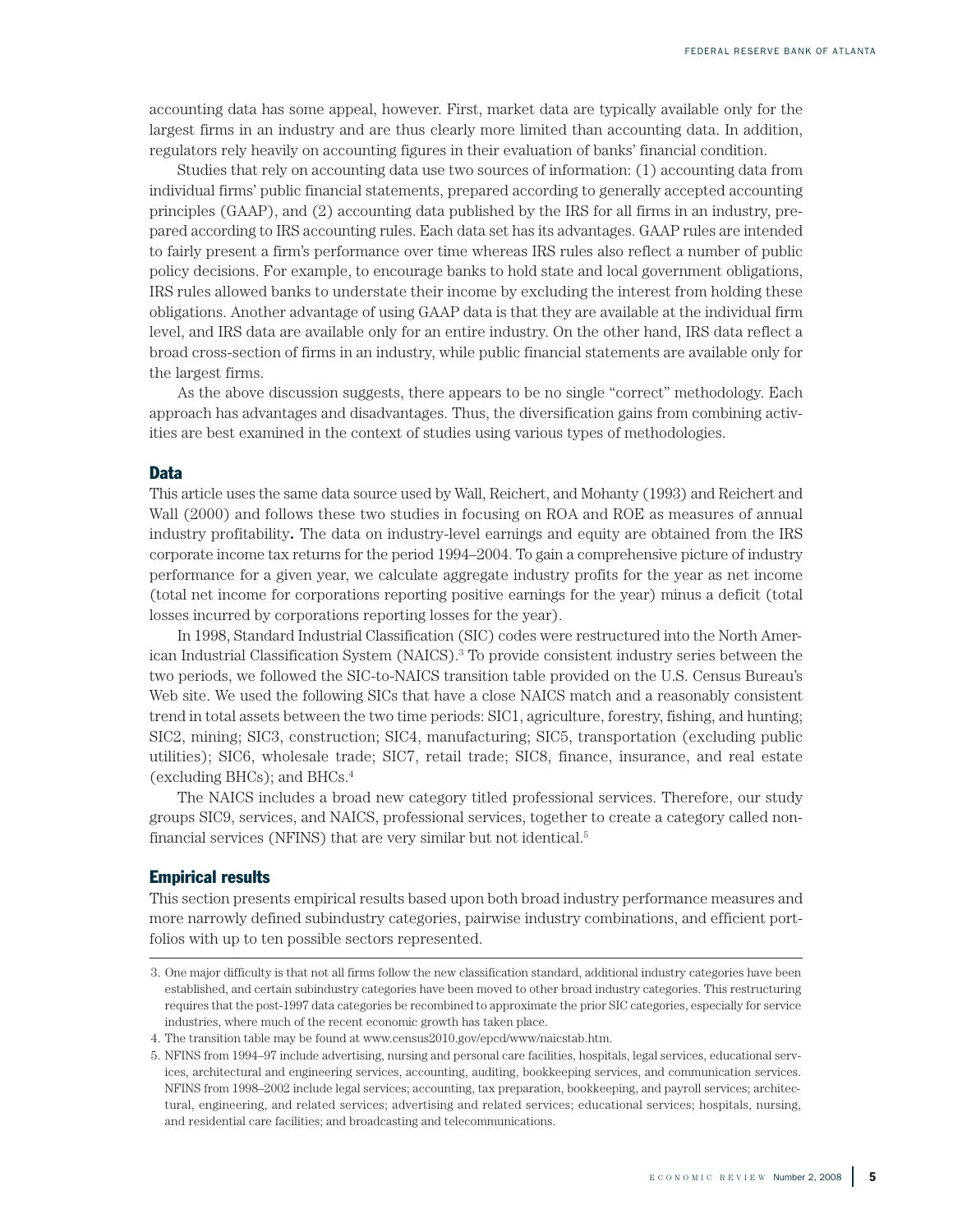accounting data has some appeal, however. First, market data are typically available only for the largest firms in an industry and are thus clearly more limited than accounting data. In addition, regulators rely heavily on accounting figures in their evaluation of banks' financial condition.

Studies that rely on accounting data use two sources of information: (1) accounting data from individual firms' public financial statements, prepared according to generally accepted accounting principles (GAAP), and (2) accounting data published by the IRS for all firms in an industry, prepared according to IRS accounting rules. Each data set has its advantages. GAAP rules are intended to fairly present a firm's performance over time whereas IRS rules also reflect a number of public policy decisions. For example, to encourage banks to hold state and local government obligations, IRS rules allowed banks to understate their income by excluding the interest from holding these obligations. Another advantage of using GAAP data is that they are available at the individual firm level, and IRS data are available only for an entire industry. On the other hand, IRS data reflect a broad cross-section of firms in an industry, while public financial statements are available only for the largest firms.

As the above discussion suggests, there appears to be no single "correct" methodology. Each approach has advantages and disadvantages. Thus, the diversification gains from combining activities are best examined in the context of studies using various types of methodologies.

## Data

This article uses the same data source used by Wall, Reichert, and Mohanty (1993) and Reichert and Wall (2000) and follows these two studies in focusing on ROA and ROE as measures of annual industry profitability**.** The data on industry-level earnings and equity are obtained from the IRS corporate income tax returns for the period 1994–2004. To gain a comprehensive picture of industry performance for a given year, we calculate aggregate industry profits for the year as net income (total net income for corporations reporting positive earnings for the year) minus a deficit (total losses incurred by corporations reporting losses for the year).

In 1998, Standard Industrial Classification (SIC) codes were restructured into the North American Industrial Classification System (NAICS).[3] To provide consistent industry series between the two periods, we followed the SIC-to-NAICS transition table provided on the U.S. Census Bureau's Web site. We used the following SICs that have a close NAICS match and a reasonably consistent trend in total assets between the two time periods: SIC1, agriculture, forestry, fishing, and hunting; SIC2, mining; SIC3, construction; SIC4, manufacturing; SIC5, transportation (excluding public utilities); SIC6, wholesale trade; SIC7, retail trade; SIC8, finance, insurance, and real estate (excluding BHCs); and BHCs.[4]

The NAICS includes a broad new category titled professional services. Therefore, our study groups SIC9, services, and NAICS, professional services, together to create a category called nonfinancial services (NFINS) that are very similar but not identical.[5]

## Empirical results

This section presents empirical results based upon both broad industry performance measures and more narrowly defined subindustry categories, pairwise industry combinations, and efficient portfolios with up to ten possible sectors represented.

---

3. One major difficulty is that not all firms follow the new classification standard, additional industry categories have been established, and certain subindustry categories have been moved to other broad industry categories. This restructuring requires that the post-1997 data categories be recombined to approximate the prior SIC categories, especially for service industries, where much of the recent economic growth has taken place.

4. The transition table may be found at www.census2010.gov/epcd/www/naicstab.htm.

5. NFINS from 1994–97 include advertising, nursing and personal care facilities, hospitals, legal services, educational services, architectural and engineering services, accounting, auditing, bookkeeping services, and communication services. NFINS from 1998–2002 include legal services; accounting, tax preparation, bookkeeping, and payroll services; architectural, engineering, and related services; advertising and related services; educational services; hospitals, nursing, and residential care facilities; and broadcasting and telecommunications.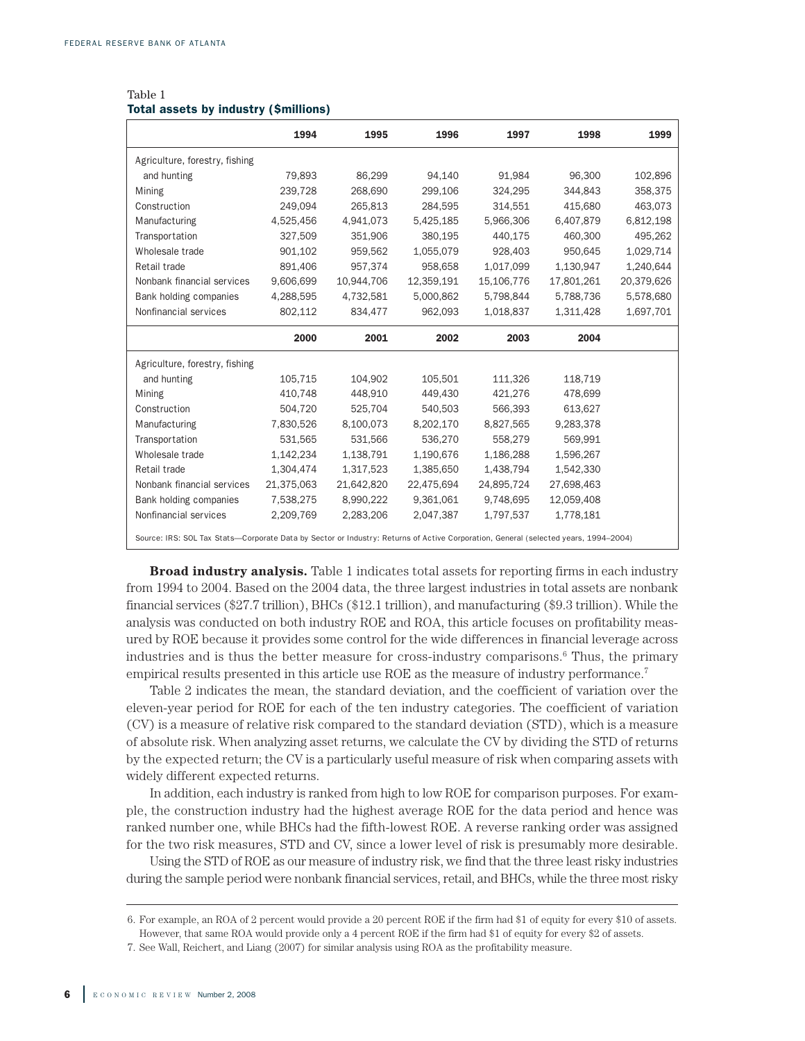Table 1
**Total assets by industry ($millions)**

| | 1994 | 1995 | 1996 | 1997 | 1998 | 1999 |
|---|---|---|---|---|---|---|
| Agriculture, forestry, fishing and hunting | 79,893 | 86,299 | 94,140 | 91,984 | 96,300 | 102,896 |
| Mining | 239,728 | 268,690 | 299,106 | 324,295 | 344,843 | 358,375 |
| Construction | 249,094 | 265,813 | 284,595 | 314,551 | 415,680 | 463,073 |
| Manufacturing | 4,525,456 | 4,941,073 | 5,425,185 | 5,966,306 | 6,407,879 | 6,812,198 |
| Transportation | 327,509 | 351,906 | 380,195 | 440,175 | 460,300 | 495,262 |
| Wholesale trade | 901,102 | 959,562 | 1,055,079 | 928,403 | 950,645 | 1,029,714 |
| Retail trade | 891,406 | 957,374 | 958,658 | 1,017,099 | 1,130,947 | 1,240,644 |
| Nonbank financial services | 9,606,699 | 10,944,706 | 12,359,191 | 15,106,776 | 17,801,261 | 20,379,626 |
| Bank holding companies | 4,288,595 | 4,732,581 | 5,000,862 | 5,798,844 | 5,788,736 | 5,578,680 |
| Nonfinancial services | 802,112 | 834,477 | 962,093 | 1,018,837 | 1,311,428 | 1,697,701 |
| | **2000** | **2001** | **2002** | **2003** | **2004** | |
| Agriculture, forestry, fishing and hunting | 105,715 | 104,902 | 105,501 | 111,326 | 118,719 | |
| Mining | 410,748 | 448,910 | 449,430 | 421,276 | 478,699 | |
| Construction | 504,720 | 525,704 | 540,503 | 566,393 | 613,627 | |
| Manufacturing | 7,830,526 | 8,100,073 | 8,202,170 | 8,827,565 | 9,283,378 | |
| Transportation | 531,565 | 531,566 | 536,270 | 558,279 | 569,991 | |
| Wholesale trade | 1,142,234 | 1,138,791 | 1,190,676 | 1,186,288 | 1,596,267 | |
| Retail trade | 1,304,474 | 1,317,523 | 1,385,650 | 1,438,794 | 1,542,330 | |
| Nonbank financial services | 21,375,063 | 21,642,820 | 22,475,694 | 24,895,724 | 27,698,463 | |
| Bank holding companies | 7,538,275 | 8,990,222 | 9,361,061 | 9,748,695 | 12,059,408 | |
| Nonfinancial services | 2,209,769 | 2,283,206 | 2,047,387 | 1,797,537 | 1,778,181 | |

Source: IRS: SOL Tax Stats—Corporate Data by Sector or Industry: Returns of Active Corporation, General (selected years, 1994–2004)

**Broad industry analysis.** Table 1 indicates total assets for reporting firms in each industry from 1994 to 2004. Based on the 2004 data, the three largest industries in total assets are nonbank financial services ($27.7 trillion), BHCs ($12.1 trillion), and manufacturing ($9.3 trillion). While the analysis was conducted on both industry ROE and ROA, this article focuses on profitability measured by ROE because it provides some control for the wide differences in financial leverage across industries and is thus the better measure for cross-industry comparisons.[6] Thus, the primary empirical results presented in this article use ROE as the measure of industry performance.[7]

Table 2 indicates the mean, the standard deviation, and the coefficient of variation over the eleven-year period for ROE for each of the ten industry categories. The coefficient of variation (CV) is a measure of relative risk compared to the standard deviation (STD), which is a measure of absolute risk. When analyzing asset returns, we calculate the CV by dividing the STD of returns by the expected return; the CV is a particularly useful measure of risk when comparing assets with widely different expected returns.

In addition, each industry is ranked from high to low ROE for comparison purposes. For example, the construction industry had the highest average ROE for the data period and hence was ranked number one, while BHCs had the fifth-lowest ROE. A reverse ranking order was assigned for the two risk measures, STD and CV, since a lower level of risk is presumably more desirable.

Using the STD of ROE as our measure of industry risk, we find that the three least risky industries during the sample period were nonbank financial services, retail, and BHCs, while the three most risky

6. For example, an ROA of 2 percent would provide a 20 percent ROE if the firm had $1 of equity for every $10 of assets. However, that same ROA would provide only a 4 percent ROE if the firm had $1 of equity for every $2 of assets.

7. See Wall, Reichert, and Liang (2007) for similar analysis using ROA as the profitability measure.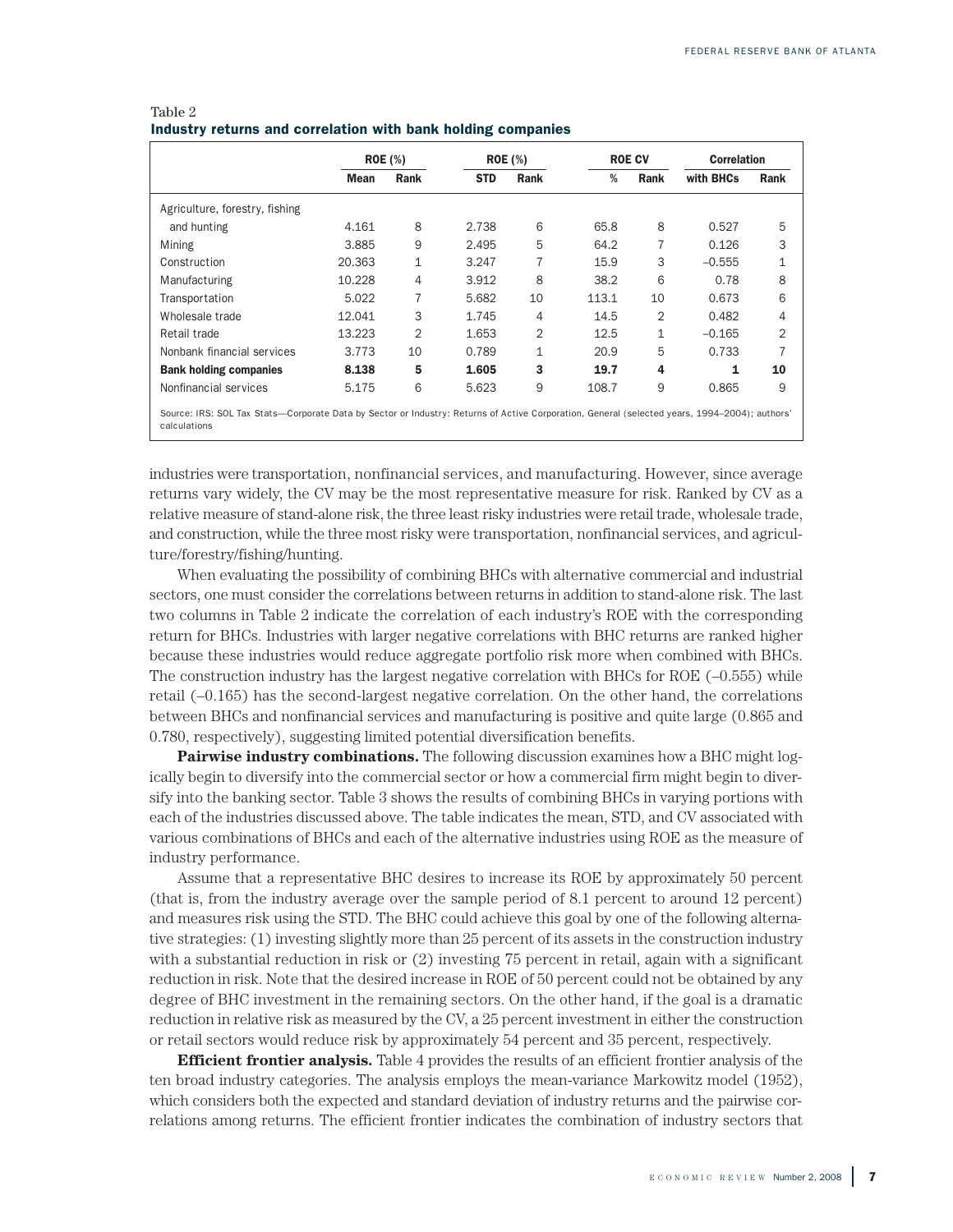Table 2
**Industry returns and correlation with bank holding companies**

| | ROE (%) | | ROE (%) | | ROE CV | | Correlation | |
|---|---|---|---|---|---|---|---|---|
| | Mean | Rank | STD | Rank | % | Rank | with BHCs | Rank |
| Agriculture, forestry, fishing and hunting | 4.161 | 8 | 2.738 | 6 | 65.8 | 8 | 0.527 | 5 |
| Mining | 3.885 | 9 | 2.495 | 5 | 64.2 | 7 | 0.126 | 3 |
| Construction | 20.363 | 1 | 3.247 | 7 | 15.9 | 3 | –0.555 | 1 |
| Manufacturing | 10.228 | 4 | 3.912 | 8 | 38.2 | 6 | 0.78 | 8 |
| Transportation | 5.022 | 7 | 5.682 | 10 | 113.1 | 10 | 0.673 | 6 |
| Wholesale trade | 12.041 | 3 | 1.745 | 4 | 14.5 | 2 | 0.482 | 4 |
| Retail trade | 13.223 | 2 | 1.653 | 2 | 12.5 | 1 | –0.165 | 2 |
| Nonbank financial services | 3.773 | 10 | 0.789 | 1 | 20.9 | 5 | 0.733 | 7 |
| **Bank holding companies** | **8.138** | **5** | **1.605** | **3** | **19.7** | **4** | **1** | **10** |
| Nonfinancial services | 5.175 | 6 | 5.623 | 9 | 108.7 | 9 | 0.865 | 9 |

Source: IRS: SOL Tax Stats—Corporate Data by Sector or Industry: Returns of Active Corporation, General (selected years, 1994–2004); authors' calculations

industries were transportation, nonfinancial services, and manufacturing. However, since average returns vary widely, the CV may be the most representative measure for risk. Ranked by CV as a relative measure of stand-alone risk, the three least risky industries were retail trade, wholesale trade, and construction, while the three most risky were transportation, nonfinancial services, and agriculture/forestry/fishing/hunting.

When evaluating the possibility of combining BHCs with alternative commercial and industrial sectors, one must consider the correlations between returns in addition to stand-alone risk. The last two columns in Table 2 indicate the correlation of each industry's ROE with the corresponding return for BHCs. Industries with larger negative correlations with BHC returns are ranked higher because these industries would reduce aggregate portfolio risk more when combined with BHCs. The construction industry has the largest negative correlation with BHCs for ROE (–0.555) while retail (–0.165) has the second-largest negative correlation. On the other hand, the correlations between BHCs and nonfinancial services and manufacturing is positive and quite large (0.865 and 0.780, respectively), suggesting limited potential diversification benefits.

**Pairwise industry combinations.** The following discussion examines how a BHC might logically begin to diversify into the commercial sector or how a commercial firm might begin to diversify into the banking sector. Table 3 shows the results of combining BHCs in varying portions with each of the industries discussed above. The table indicates the mean, STD, and CV associated with various combinations of BHCs and each of the alternative industries using ROE as the measure of industry performance.

Assume that a representative BHC desires to increase its ROE by approximately 50 percent (that is, from the industry average over the sample period of 8.1 percent to around 12 percent) and measures risk using the STD. The BHC could achieve this goal by one of the following alternative strategies: (1) investing slightly more than 25 percent of its assets in the construction industry with a substantial reduction in risk or (2) investing 75 percent in retail, again with a significant reduction in risk. Note that the desired increase in ROE of 50 percent could not be obtained by any degree of BHC investment in the remaining sectors. On the other hand, if the goal is a dramatic reduction in relative risk as measured by the CV, a 25 percent investment in either the construction or retail sectors would reduce risk by approximately 54 percent and 35 percent, respectively.

**Efficient frontier analysis.** Table 4 provides the results of an efficient frontier analysis of the ten broad industry categories. The analysis employs the mean-variance Markowitz model (1952), which considers both the expected and standard deviation of industry returns and the pairwise correlations among returns. The efficient frontier indicates the combination of industry sectors that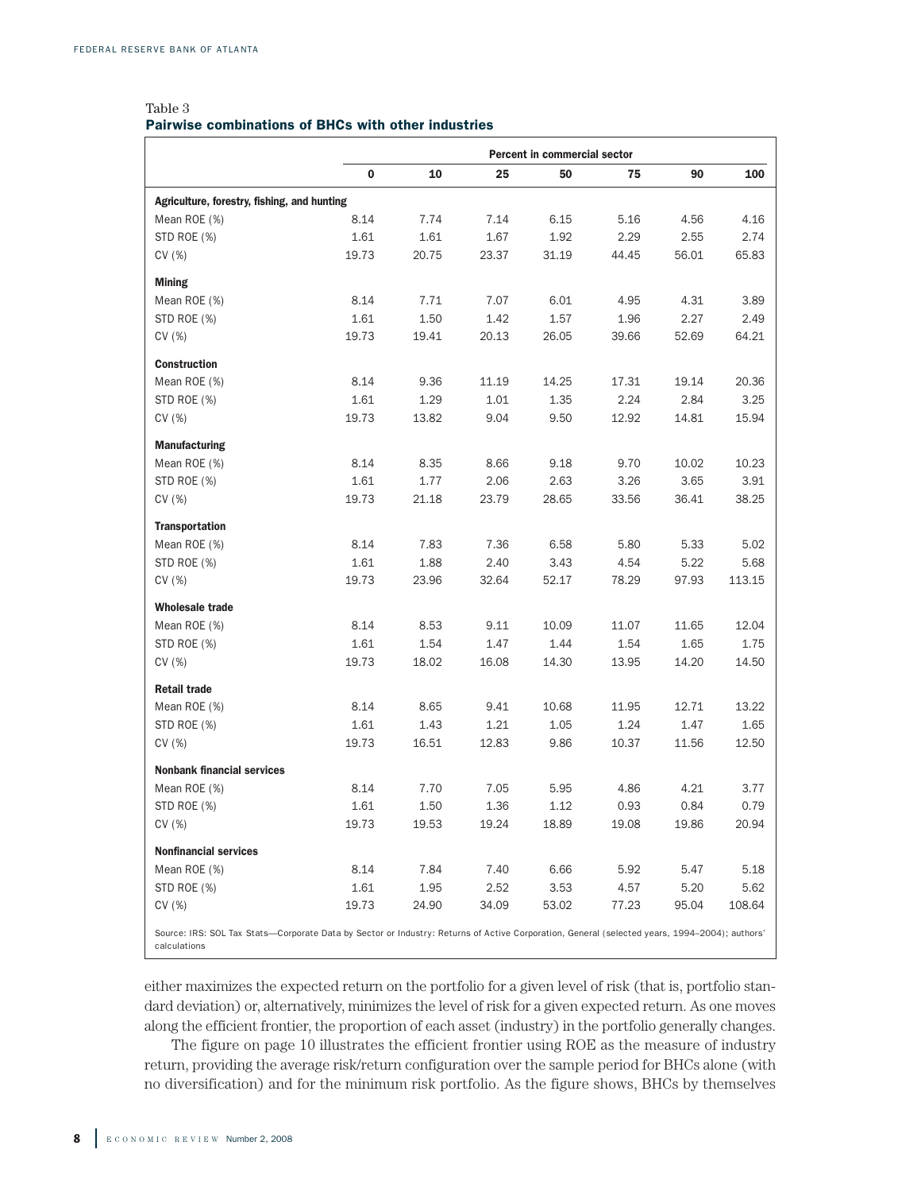Table 3
**Pairwise combinations of BHCs with other industries**

| | Percent in commercial sector | | | | | | |
|---|---|---|---|---|---|---|---|
| | **0** | **10** | **25** | **50** | **75** | **90** | **100** |
| **Agriculture, forestry, fishing, and hunting** | | | | | | | |
| Mean ROE (%) | 8.14 | 7.74 | 7.14 | 6.15 | 5.16 | 4.56 | 4.16 |
| STD ROE (%) | 1.61 | 1.61 | 1.67 | 1.92 | 2.29 | 2.55 | 2.74 |
| CV (%) | 19.73 | 20.75 | 23.37 | 31.19 | 44.45 | 56.01 | 65.83 |
| **Mining** | | | | | | | |
| Mean ROE (%) | 8.14 | 7.71 | 7.07 | 6.01 | 4.95 | 4.31 | 3.89 |
| STD ROE (%) | 1.61 | 1.50 | 1.42 | 1.57 | 1.96 | 2.27 | 2.49 |
| CV (%) | 19.73 | 19.41 | 20.13 | 26.05 | 39.66 | 52.69 | 64.21 |
| **Construction** | | | | | | | |
| Mean ROE (%) | 8.14 | 9.36 | 11.19 | 14.25 | 17.31 | 19.14 | 20.36 |
| STD ROE (%) | 1.61 | 1.29 | 1.01 | 1.35 | 2.24 | 2.84 | 3.25 |
| CV (%) | 19.73 | 13.82 | 9.04 | 9.50 | 12.92 | 14.81 | 15.94 |
| **Manufacturing** | | | | | | | |
| Mean ROE (%) | 8.14 | 8.35 | 8.66 | 9.18 | 9.70 | 10.02 | 10.23 |
| STD ROE (%) | 1.61 | 1.77 | 2.06 | 2.63 | 3.26 | 3.65 | 3.91 |
| CV (%) | 19.73 | 21.18 | 23.79 | 28.65 | 33.56 | 36.41 | 38.25 |
| **Transportation** | | | | | | | |
| Mean ROE (%) | 8.14 | 7.83 | 7.36 | 6.58 | 5.80 | 5.33 | 5.02 |
| STD ROE (%) | 1.61 | 1.88 | 2.40 | 3.43 | 4.54 | 5.22 | 5.68 |
| CV (%) | 19.73 | 23.96 | 32.64 | 52.17 | 78.29 | 97.93 | 113.15 |
| **Wholesale trade** | | | | | | | |
| Mean ROE (%) | 8.14 | 8.53 | 9.11 | 10.09 | 11.07 | 11.65 | 12.04 |
| STD ROE (%) | 1.61 | 1.54 | 1.47 | 1.44 | 1.54 | 1.65 | 1.75 |
| CV (%) | 19.73 | 18.02 | 16.08 | 14.30 | 13.95 | 14.20 | 14.50 |
| **Retail trade** | | | | | | | |
| Mean ROE (%) | 8.14 | 8.65 | 9.41 | 10.68 | 11.95 | 12.71 | 13.22 |
| STD ROE (%) | 1.61 | 1.43 | 1.21 | 1.05 | 1.24 | 1.47 | 1.65 |
| CV (%) | 19.73 | 16.51 | 12.83 | 9.86 | 10.37 | 11.56 | 12.50 |
| **Nonbank financial services** | | | | | | | |
| Mean ROE (%) | 8.14 | 7.70 | 7.05 | 5.95 | 4.86 | 4.21 | 3.77 |
| STD ROE (%) | 1.61 | 1.50 | 1.36 | 1.12 | 0.93 | 0.84 | 0.79 |
| CV (%) | 19.73 | 19.53 | 19.24 | 18.89 | 19.08 | 19.86 | 20.94 |
| **Nonfinancial services** | | | | | | | |
| Mean ROE (%) | 8.14 | 7.84 | 7.40 | 6.66 | 5.92 | 5.47 | 5.18 |
| STD ROE (%) | 1.61 | 1.95 | 2.52 | 3.53 | 4.57 | 5.20 | 5.62 |
| CV (%) | 19.73 | 24.90 | 34.09 | 53.02 | 77.23 | 95.04 | 108.64 |

Source: IRS: SOL Tax Stats—Corporate Data by Sector or Industry: Returns of Active Corporation, General (selected years, 1994–2004); authors' calculations

either maximizes the expected return on the portfolio for a given level of risk (that is, portfolio standard deviation) or, alternatively, minimizes the level of risk for a given expected return. As one moves along the efficient frontier, the proportion of each asset (industry) in the portfolio generally changes.

The figure on page 10 illustrates the efficient frontier using ROE as the measure of industry return, providing the average risk/return configuration over the sample period for BHCs alone (with no diversification) and for the minimum risk portfolio. As the figure shows, BHCs by themselves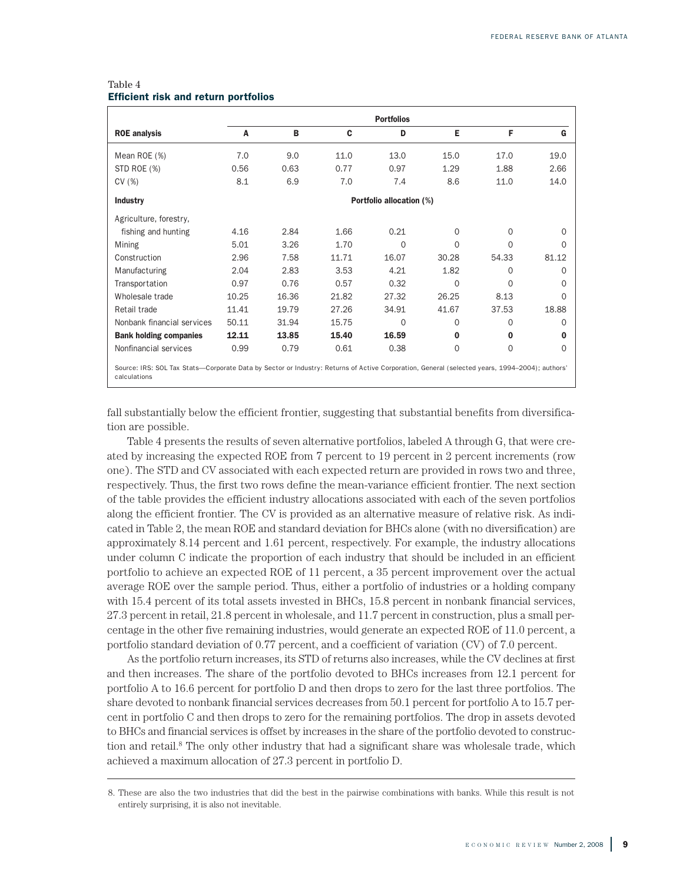Table 4
**Efficient risk and return portfolios**

| | Portfolios | | | | | | |
|---|---|---|---|---|---|---|---|
| **ROE analysis** | **A** | **B** | **C** | **D** | **E** | **F** | **G** |
| Mean ROE (%) | 7.0 | 9.0 | 11.0 | 13.0 | 15.0 | 17.0 | 19.0 |
| STD ROE (%) | 0.56 | 0.63 | 0.77 | 0.97 | 1.29 | 1.88 | 2.66 |
| CV (%) | 8.1 | 6.9 | 7.0 | 7.4 | 8.6 | 11.0 | 14.0 |
| **Industry** | Portfolio allocation (%) | | | | | | |
| Agriculture, forestry, fishing and hunting | 4.16 | 2.84 | 1.66 | 0.21 | 0 | 0 | 0 |
| Mining | 5.01 | 3.26 | 1.70 | 0 | 0 | 0 | 0 |
| Construction | 2.96 | 7.58 | 11.71 | 16.07 | 30.28 | 54.33 | 81.12 |
| Manufacturing | 2.04 | 2.83 | 3.53 | 4.21 | 1.82 | 0 | 0 |
| Transportation | 0.97 | 0.76 | 0.57 | 0.32 | 0 | 0 | 0 |
| Wholesale trade | 10.25 | 16.36 | 21.82 | 27.32 | 26.25 | 8.13 | 0 |
| Retail trade | 11.41 | 19.79 | 27.26 | 34.91 | 41.67 | 37.53 | 18.88 |
| Nonbank financial services | 50.11 | 31.94 | 15.75 | 0 | 0 | 0 | 0 |
| **Bank holding companies** | **12.11** | **13.85** | **15.40** | **16.59** | **0** | **0** | **0** |
| Nonfinancial services | 0.99 | 0.79 | 0.61 | 0.38 | 0 | 0 | 0 |

Source: IRS: SOL Tax Stats—Corporate Data by Sector or Industry: Returns of Active Corporation, General (selected years, 1994–2004); authors' calculations

fall substantially below the efficient frontier, suggesting that substantial benefits from diversification are possible.

Table 4 presents the results of seven alternative portfolios, labeled A through G, that were created by increasing the expected ROE from 7 percent to 19 percent in 2 percent increments (row one). The STD and CV associated with each expected return are provided in rows two and three, respectively. Thus, the first two rows define the mean-variance efficient frontier. The next section of the table provides the efficient industry allocations associated with each of the seven portfolios along the efficient frontier. The CV is provided as an alternative measure of relative risk. As indicated in Table 2, the mean ROE and standard deviation for BHCs alone (with no diversification) are approximately 8.14 percent and 1.61 percent, respectively. For example, the industry allocations under column C indicate the proportion of each industry that should be included in an efficient portfolio to achieve an expected ROE of 11 percent, a 35 percent improvement over the actual average ROE over the sample period. Thus, either a portfolio of industries or a holding company with 15.4 percent of its total assets invested in BHCs, 15.8 percent in nonbank financial services, 27.3 percent in retail, 21.8 percent in wholesale, and 11.7 percent in construction, plus a small percentage in the other five remaining industries, would generate an expected ROE of 11.0 percent, a portfolio standard deviation of 0.77 percent, and a coefficient of variation (CV) of 7.0 percent.

As the portfolio return increases, its STD of returns also increases, while the CV declines at first and then increases. The share of the portfolio devoted to BHCs increases from 12.1 percent for portfolio A to 16.6 percent for portfolio D and then drops to zero for the last three portfolios. The share devoted to nonbank financial services decreases from 50.1 percent for portfolio A to 15.7 percent in portfolio C and then drops to zero for the remaining portfolios. The drop in assets devoted to BHCs and financial services is offset by increases in the share of the portfolio devoted to construction and retail.[8] The only other industry that had a significant share was wholesale trade, which achieved a maximum allocation of 27.3 percent in portfolio D.

8. These are also the two industries that did the best in the pairwise combinations with banks. While this result is not entirely surprising, it is also not inevitable.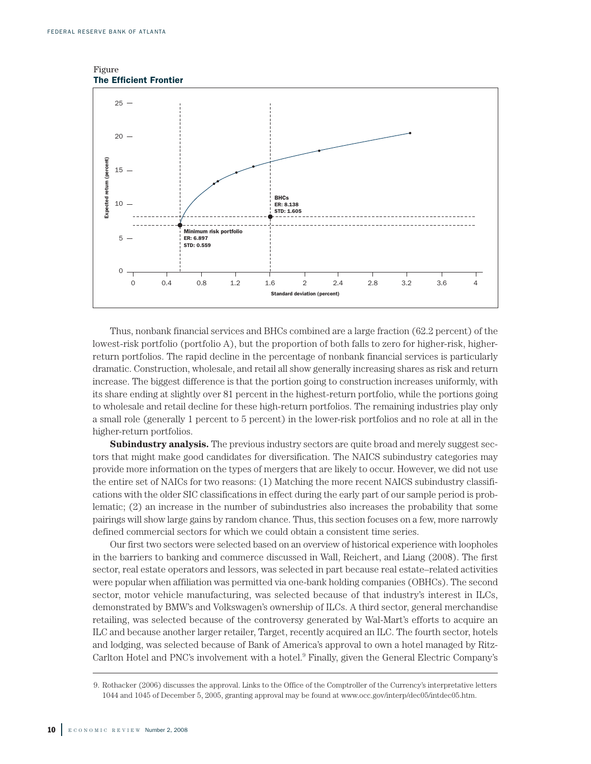Figure
**The Efficient Frontier**

Thus, nonbank financial services and BHCs combined are a large fraction (62.2 percent) of the lowest-risk portfolio (portfolio A), but the proportion of both falls to zero for higher-risk, higher-return portfolios. The rapid decline in the percentage of nonbank financial services is particularly dramatic. Construction, wholesale, and retail all show generally increasing shares as risk and return increase. The biggest difference is that the portion going to construction increases uniformly, with its share ending at slightly over 81 percent in the highest-return portfolio, while the portions going to wholesale and retail decline for these high-return portfolios. The remaining industries play only a small role (generally 1 percent to 5 percent) in the lower-risk portfolios and no role at all in the higher-return portfolios.

**Subindustry analysis.** The previous industry sectors are quite broad and merely suggest sectors that might make good candidates for diversification. The NAICS subindustry categories may provide more information on the types of mergers that are likely to occur. However, we did not use the entire set of NAICs for two reasons: (1) Matching the more recent NAICS subindustry classifications with the older SIC classifications in effect during the early part of our sample period is problematic; (2) an increase in the number of subindustries also increases the probability that some pairings will show large gains by random chance. Thus, this section focuses on a few, more narrowly defined commercial sectors for which we could obtain a consistent time series.

Our first two sectors were selected based on an overview of historical experience with loopholes in the barriers to banking and commerce discussed in Wall, Reichert, and Liang (2008). The first sector, real estate operators and lessors, was selected in part because real estate–related activities were popular when affiliation was permitted via one-bank holding companies (OBHCs). The second sector, motor vehicle manufacturing, was selected because of that industry's interest in ILCs, demonstrated by BMW's and Volkswagen's ownership of ILCs. A third sector, general merchandise retailing, was selected because of the controversy generated by Wal-Mart's efforts to acquire an ILC and because another larger retailer, Target, recently acquired an ILC. The fourth sector, hotels and lodging, was selected because of Bank of America's approval to own a hotel managed by Ritz-Carlton Hotel and PNC's involvement with a hotel.[9] Finally, given the General Electric Company's

9. Rothacker (2006) discusses the approval. Links to the Office of the Comptroller of the Currency's interpretative letters 1044 and 1045 of December 5, 2005, granting approval may be found at www.occ.gov/interp/dec05/intdec05.htm.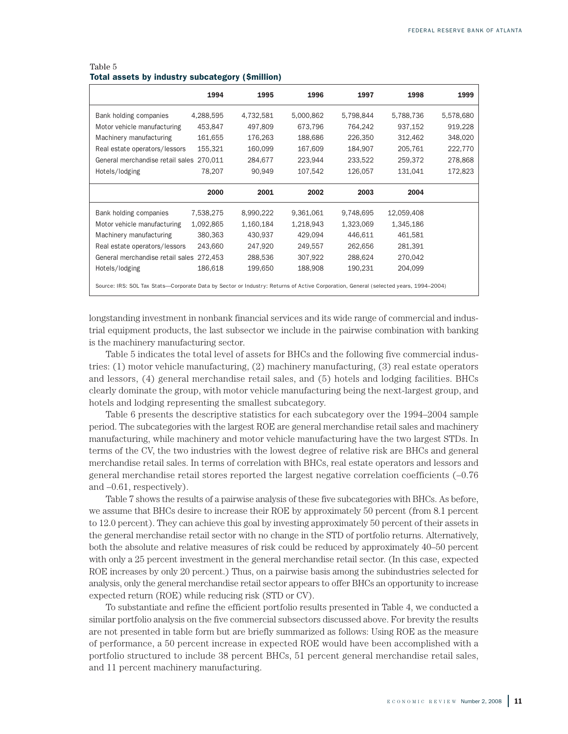Table 5
**Total assets by industry subcategory ($million)**

| | 1994 | 1995 | 1996 | 1997 | 1998 | 1999 |
|---|---|---|---|---|---|---|
| Bank holding companies | 4,288,595 | 4,732,581 | 5,000,862 | 5,798,844 | 5,788,736 | 5,578,680 |
| Motor vehicle manufacturing | 453,847 | 497,809 | 673,796 | 764,242 | 937,152 | 919,228 |
| Machinery manufacturing | 161,655 | 176,263 | 188,686 | 226,350 | 312,462 | 348,020 |
| Real estate operators/lessors | 155,321 | 160,099 | 167,609 | 184,907 | 205,761 | 222,770 |
| General merchandise retail sales | 270,011 | 284,677 | 223,944 | 233,522 | 259,372 | 278,868 |
| Hotels/lodging | 78,207 | 90,949 | 107,542 | 126,057 | 131,041 | 172,823 |
| | **2000** | **2001** | **2002** | **2003** | **2004** | |
| Bank holding companies | 7,538,275 | 8,990,222 | 9,361,061 | 9,748,695 | 12,059,408 | |
| Motor vehicle manufacturing | 1,092,865 | 1,160,184 | 1,218,943 | 1,323,069 | 1,345,186 | |
| Machinery manufacturing | 380,363 | 430,937 | 429,094 | 446,611 | 461,581 | |
| Real estate operators/lessors | 243,660 | 247,920 | 249,557 | 262,656 | 281,391 | |
| General merchandise retail sales | 272,453 | 288,536 | 307,922 | 288,624 | 270,042 | |
| Hotels/lodging | 186,618 | 199,650 | 188,908 | 190,231 | 204,099 | |

Source: IRS: SOL Tax Stats—Corporate Data by Sector or Industry: Returns of Active Corporation, General (selected years, 1994–2004)

longstanding investment in nonbank financial services and its wide range of commercial and industrial equipment products, the last subsector we include in the pairwise combination with banking is the machinery manufacturing sector.

Table 5 indicates the total level of assets for BHCs and the following five commercial industries: (1) motor vehicle manufacturing, (2) machinery manufacturing, (3) real estate operators and lessors, (4) general merchandise retail sales, and (5) hotels and lodging facilities. BHCs clearly dominate the group, with motor vehicle manufacturing being the next-largest group, and hotels and lodging representing the smallest subcategory.

Table 6 presents the descriptive statistics for each subcategory over the 1994–2004 sample period. The subcategories with the largest ROE are general merchandise retail sales and machinery manufacturing, while machinery and motor vehicle manufacturing have the two largest STDs. In terms of the CV, the two industries with the lowest degree of relative risk are BHCs and general merchandise retail sales. In terms of correlation with BHCs, real estate operators and lessors and general merchandise retail stores reported the largest negative correlation coefficients (–0.76 and –0.61, respectively).

Table 7 shows the results of a pairwise analysis of these five subcategories with BHCs. As before, we assume that BHCs desire to increase their ROE by approximately 50 percent (from 8.1 percent to 12.0 percent). They can achieve this goal by investing approximately 50 percent of their assets in the general merchandise retail sector with no change in the STD of portfolio returns. Alternatively, both the absolute and relative measures of risk could be reduced by approximately 40–50 percent with only a 25 percent investment in the general merchandise retail sector. (In this case, expected ROE increases by only 20 percent.) Thus, on a pairwise basis among the subindustries selected for analysis, only the general merchandise retail sector appears to offer BHCs an opportunity to increase expected return (ROE) while reducing risk (STD or CV).

To substantiate and refine the efficient portfolio results presented in Table 4, we conducted a similar portfolio analysis on the five commercial subsectors discussed above. For brevity the results are not presented in table form but are briefly summarized as follows: Using ROE as the measure of performance, a 50 percent increase in expected ROE would have been accomplished with a portfolio structured to include 38 percent BHCs, 51 percent general merchandise retail sales, and 11 percent machinery manufacturing.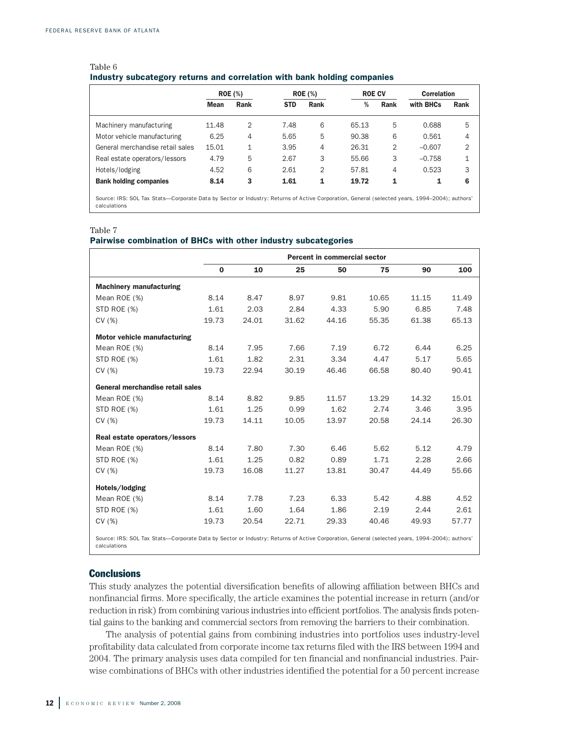Table 6

**Industry subcategory returns and correlation with bank holding companies**

| | ROE (%) | | ROE (%) | | ROE CV | | Correlation | |
|---|---|---|---|---|---|---|---|---|
| | Mean | Rank | STD | Rank | % | Rank | with BHCs | Rank |
| Machinery manufacturing | 11.48 | 2 | 7.48 | 6 | 65.13 | 5 | 0.688 | 5 |
| Motor vehicle manufacturing | 6.25 | 4 | 5.65 | 5 | 90.38 | 6 | 0.561 | 4 |
| General merchandise retail sales | 15.01 | 1 | 3.95 | 4 | 26.31 | 2 | –0.607 | 2 |
| Real estate operators/lessors | 4.79 | 5 | 2.67 | 3 | 55.66 | 3 | –0.758 | 1 |
| Hotels/lodging | 4.52 | 6 | 2.61 | 2 | 57.81 | 4 | 0.523 | 3 |
| **Bank holding companies** | **8.14** | **3** | **1.61** | **1** | **19.72** | **1** | **1** | **6** |

Source: IRS: SOL Tax Stats—Corporate Data by Sector or Industry: Returns of Active Corporation, General (selected years, 1994–2004); authors' calculations

Table 7

**Pairwise combination of BHCs with other industry subcategories**

| | Percent in commercial sector | | | | | | |
|---|---|---|---|---|---|---|---|
| | 0 | 10 | 25 | 50 | 75 | 90 | 100 |
| **Machinery manufacturing** | | | | | | | |
| Mean ROE (%) | 8.14 | 8.47 | 8.97 | 9.81 | 10.65 | 11.15 | 11.49 |
| STD ROE (%) | 1.61 | 2.03 | 2.84 | 4.33 | 5.90 | 6.85 | 7.48 |
| CV (%) | 19.73 | 24.01 | 31.62 | 44.16 | 55.35 | 61.38 | 65.13 |
| **Motor vehicle manufacturing** | | | | | | | |
| Mean ROE (%) | 8.14 | 7.95 | 7.66 | 7.19 | 6.72 | 6.44 | 6.25 |
| STD ROE (%) | 1.61 | 1.82 | 2.31 | 3.34 | 4.47 | 5.17 | 5.65 |
| CV (%) | 19.73 | 22.94 | 30.19 | 46.46 | 66.58 | 80.40 | 90.41 |
| **General merchandise retail sales** | | | | | | | |
| Mean ROE (%) | 8.14 | 8.82 | 9.85 | 11.57 | 13.29 | 14.32 | 15.01 |
| STD ROE (%) | 1.61 | 1.25 | 0.99 | 1.62 | 2.74 | 3.46 | 3.95 |
| CV (%) | 19.73 | 14.11 | 10.05 | 13.97 | 20.58 | 24.14 | 26.30 |
| **Real estate operators/lessors** | | | | | | | |
| Mean ROE (%) | 8.14 | 7.80 | 7.30 | 6.46 | 5.62 | 5.12 | 4.79 |
| STD ROE (%) | 1.61 | 1.25 | 0.82 | 0.89 | 1.71 | 2.28 | 2.66 |
| CV (%) | 19.73 | 16.08 | 11.27 | 13.81 | 30.47 | 44.49 | 55.66 |
| **Hotels/lodging** | | | | | | | |
| Mean ROE (%) | 8.14 | 7.78 | 7.23 | 6.33 | 5.42 | 4.88 | 4.52 |
| STD ROE (%) | 1.61 | 1.60 | 1.64 | 1.86 | 2.19 | 2.44 | 2.61 |
| CV (%) | 19.73 | 20.54 | 22.71 | 29.33 | 40.46 | 49.93 | 57.77 |

Source: IRS: SOL Tax Stats—Corporate Data by Sector or Industry: Returns of Active Corporation, General (selected years, 1994–2004); authors' calculations

## Conclusions

This study analyzes the potential diversification benefits of allowing affiliation between BHCs and nonfinancial firms. More specifically, the article examines the potential increase in return (and/or reduction in risk) from combining various industries into efficient portfolios. The analysis finds potential gains to the banking and commercial sectors from removing the barriers to their combination.

The analysis of potential gains from combining industries into portfolios uses industry-level profitability data calculated from corporate income tax returns filed with the IRS between 1994 and 2004. The primary analysis uses data compiled for ten financial and nonfinancial industries. Pairwise combinations of BHCs with other industries identified the potential for a 50 percent increase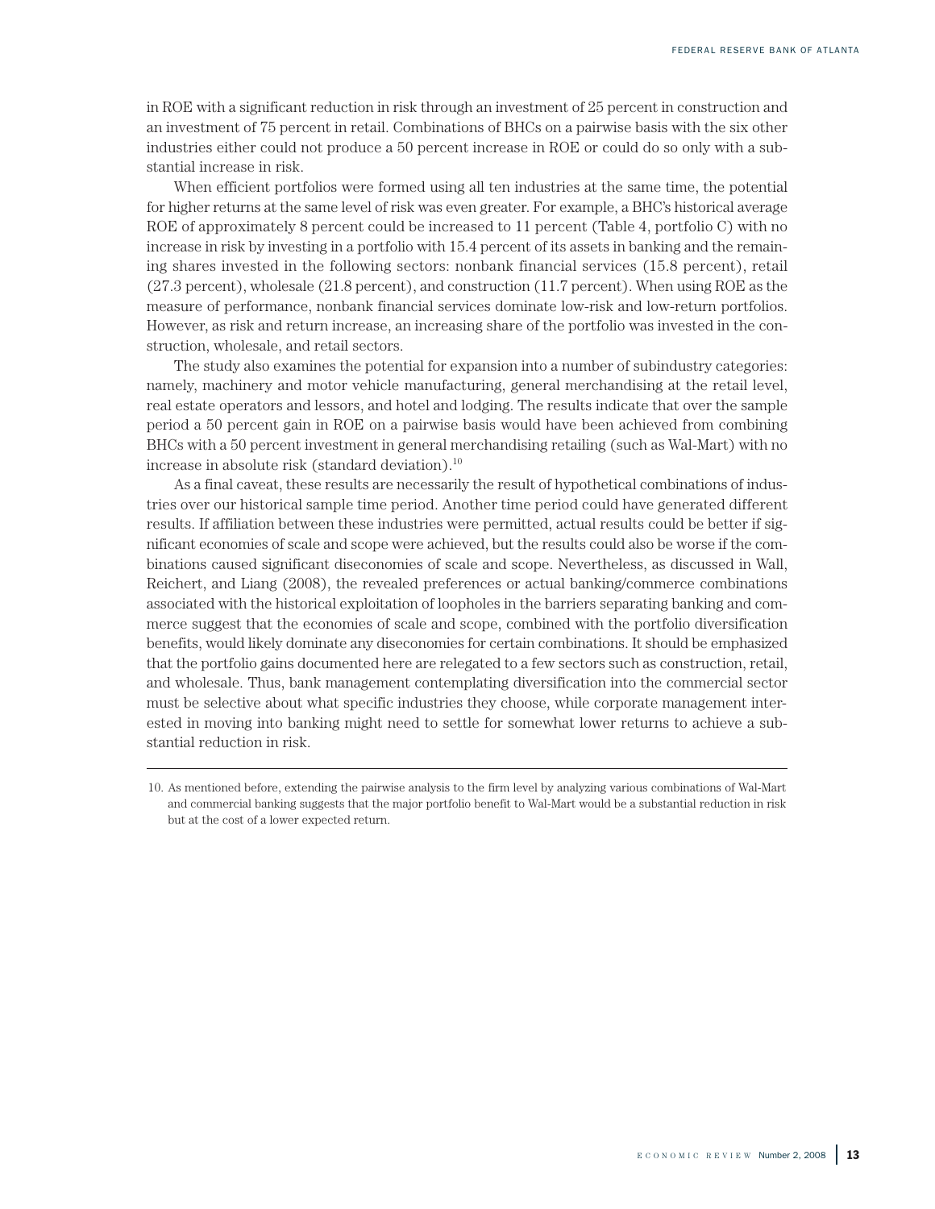in ROE with a significant reduction in risk through an investment of 25 percent in construction and an investment of 75 percent in retail. Combinations of BHCs on a pairwise basis with the six other industries either could not produce a 50 percent increase in ROE or could do so only with a substantial increase in risk.

When efficient portfolios were formed using all ten industries at the same time, the potential for higher returns at the same level of risk was even greater. For example, a BHC's historical average ROE of approximately 8 percent could be increased to 11 percent (Table 4, portfolio C) with no increase in risk by investing in a portfolio with 15.4 percent of its assets in banking and the remaining shares invested in the following sectors: nonbank financial services (15.8 percent), retail (27.3 percent), wholesale (21.8 percent), and construction (11.7 percent). When using ROE as the measure of performance, nonbank financial services dominate low-risk and low-return portfolios. However, as risk and return increase, an increasing share of the portfolio was invested in the construction, wholesale, and retail sectors.

The study also examines the potential for expansion into a number of subindustry categories: namely, machinery and motor vehicle manufacturing, general merchandising at the retail level, real estate operators and lessors, and hotel and lodging. The results indicate that over the sample period a 50 percent gain in ROE on a pairwise basis would have been achieved from combining BHCs with a 50 percent investment in general merchandising retailing (such as Wal-Mart) with no increase in absolute risk (standard deviation).[10]

As a final caveat, these results are necessarily the result of hypothetical combinations of industries over our historical sample time period. Another time period could have generated different results. If affiliation between these industries were permitted, actual results could be better if significant economies of scale and scope were achieved, but the results could also be worse if the combinations caused significant diseconomies of scale and scope. Nevertheless, as discussed in Wall, Reichert, and Liang (2008), the revealed preferences or actual banking/commerce combinations associated with the historical exploitation of loopholes in the barriers separating banking and commerce suggest that the economies of scale and scope, combined with the portfolio diversification benefits, would likely dominate any diseconomies for certain combinations. It should be emphasized that the portfolio gains documented here are relegated to a few sectors such as construction, retail, and wholesale. Thus, bank management contemplating diversification into the commercial sector must be selective about what specific industries they choose, while corporate management interested in moving into banking might need to settle for somewhat lower returns to achieve a substantial reduction in risk.

---

10. As mentioned before, extending the pairwise analysis to the firm level by analyzing various combinations of Wal-Mart and commercial banking suggests that the major portfolio benefit to Wal-Mart would be a substantial reduction in risk but at the cost of a lower expected return.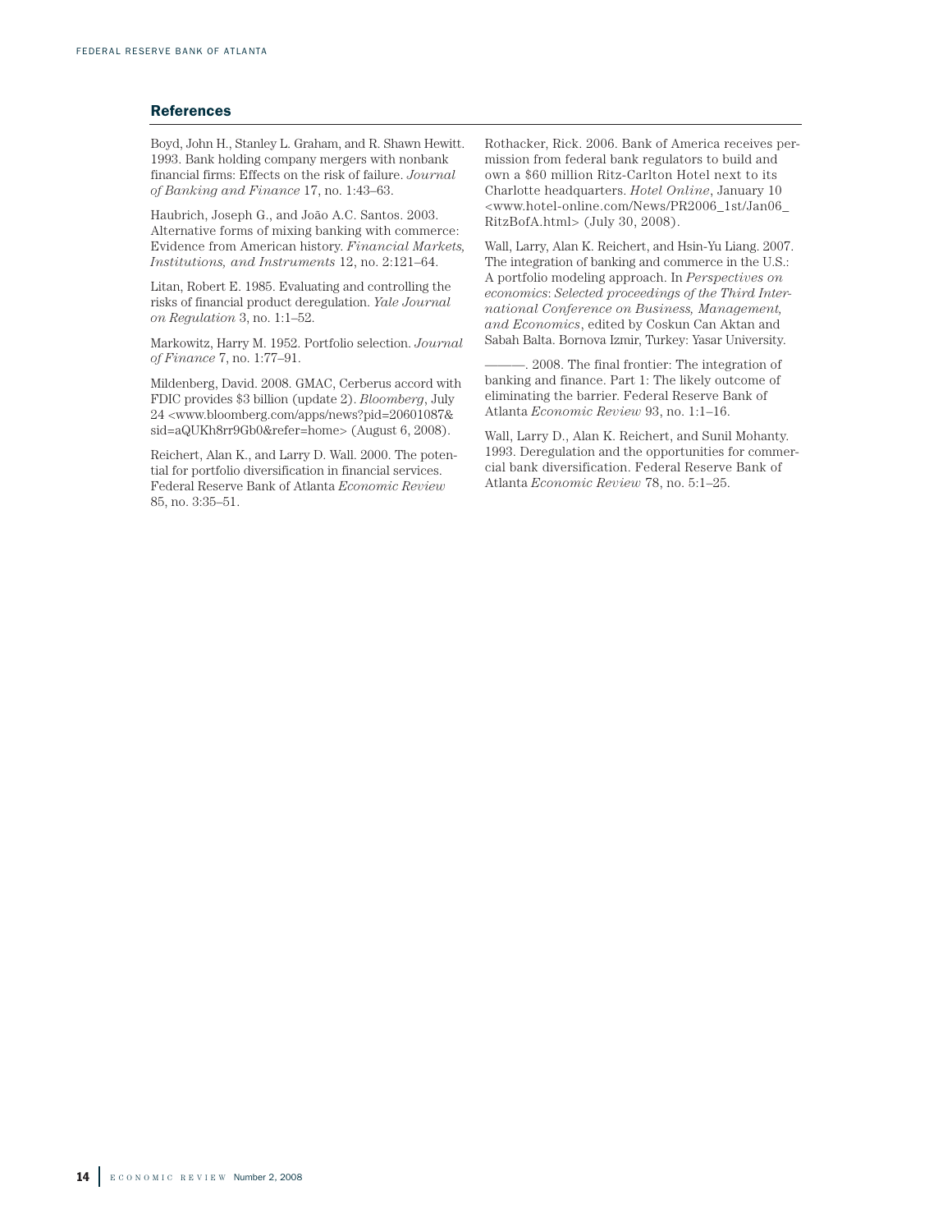## References

Boyd, John H., Stanley L. Graham, and R. Shawn Hewitt. 1993. Bank holding company mergers with nonbank financial firms: Effects on the risk of failure. *Journal of Banking and Finance* 17, no. 1:43–63.

Haubrich, Joseph G., and João A.C. Santos. 2003. Alternative forms of mixing banking with commerce: Evidence from American history. *Financial Markets, Institutions, and Instruments* 12, no. 2:121–64.

Litan, Robert E. 1985. Evaluating and controlling the risks of financial product deregulation. *Yale Journal on Regulation* 3, no. 1:1–52.

Markowitz, Harry M. 1952. Portfolio selection. *Journal of Finance* 7, no. 1:77–91.

Mildenberg, David. 2008. GMAC, Cerberus accord with FDIC provides $3 billion (update 2). *Bloomberg*, July 24 <www.bloomberg.com/apps/news?pid=20601087&sid=aQUKh8rr9Gb0&refer=home> (August 6, 2008).

Reichert, Alan K., and Larry D. Wall. 2000. The potential for portfolio diversification in financial services. Federal Reserve Bank of Atlanta *Economic Review* 85, no. 3:35–51.

Rothacker, Rick. 2006. Bank of America receives permission from federal bank regulators to build and own a $60 million Ritz-Carlton Hotel next to its Charlotte headquarters. *Hotel Online*, January 10 <www.hotel-online.com/News/PR2006_1st/Jan06_RitzBofA.html> (July 30, 2008).

Wall, Larry, Alan K. Reichert, and Hsin-Yu Liang. 2007. The integration of banking and commerce in the U.S.: A portfolio modeling approach. In *Perspectives on economics: Selected proceedings of the Third International Conference on Business, Management, and Economics*, edited by Coskun Can Aktan and Sabah Balta. Bornova Izmir, Turkey: Yasar University.

———. 2008. The final frontier: The integration of banking and finance. Part 1: The likely outcome of eliminating the barrier. Federal Reserve Bank of Atlanta *Economic Review* 93, no. 1:1–16.

Wall, Larry D., Alan K. Reichert, and Sunil Mohanty. 1993. Deregulation and the opportunities for commercial bank diversification. Federal Reserve Bank of Atlanta *Economic Review* 78, no. 5:1–25.